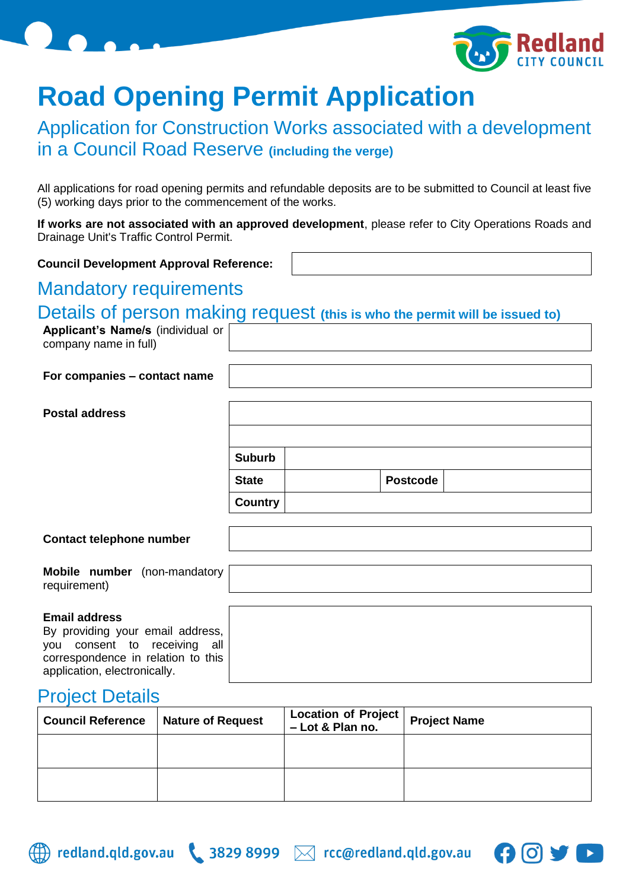# Road Opening Permit Application

## Application for Construction Works associated with a development in a Council Road Reserve **(including the verge)**

All applications for road opening permits and refundable deposits are to be submitted to Council at least five (5) working days prior to the commencement of the works.

**If works are not associated with an approved development**, please refer to City Operations Roads and Drainage Unit's Traffic Control Permit.

**Council Development Approval Reference:**

## Mandatory requirements

## Details of person making request **(this is who the permit will be issued to)**

| | |
|---|---|
| **Applicant's Name/s** (individual or company name in full) | |
| **For companies – contact name** | |
| **Postal address** | |
| | |
| | **Suburb** |
| | **State** &nbsp; **Postcode** |
| | **Country** |
| **Contact telephone number** | |
| **Mobile number** (non-mandatory requirement) | |
| **Email address**<br>By providing your email address, you consent to receiving all correspondence in relation to this application, electronically. | |

## Project Details

| Council Reference | Nature of Request | Location of Project – Lot & Plan no. | Project Name |
|---|---|---|---|
| | | | |
| | | | |

redland.qld.gov.au 3829 8999 rcc@redland.qld.gov.au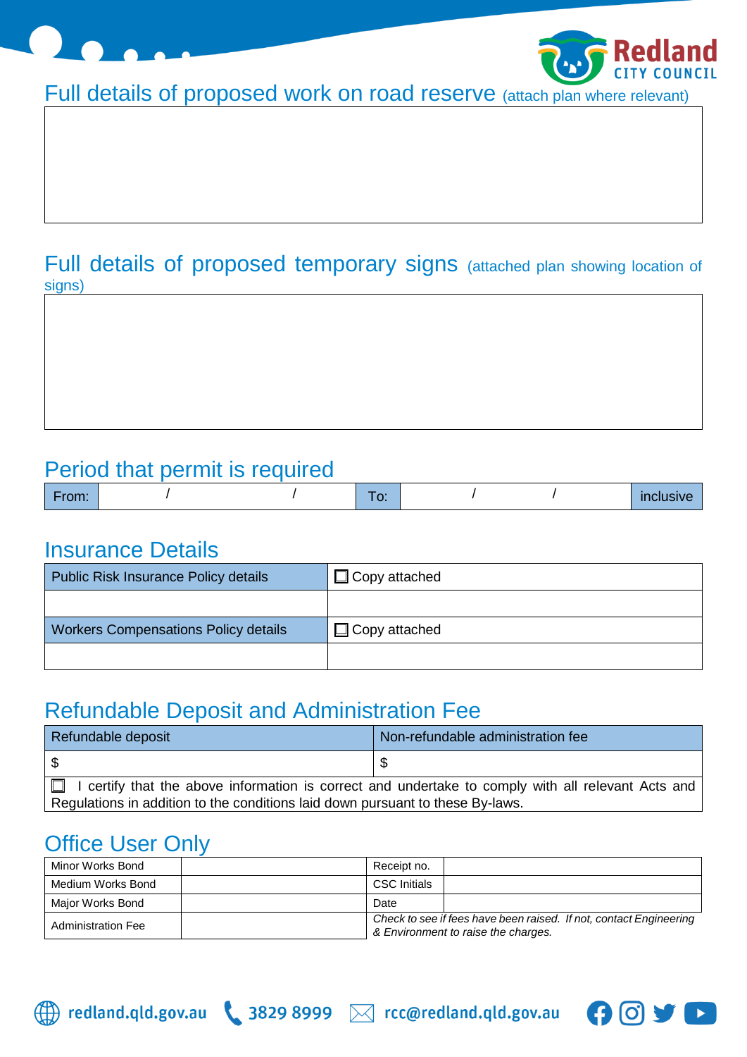## Full details of proposed work on road reserve (attach plan where relevant)

| |
|---|
| |

## Full details of proposed temporary signs (attached plan showing location of signs)

| |
|---|
| |

## Period that permit is required

| From: | / / | To: | / / | inclusive |
|---|---|---|---|---|

## Insurance Details

| Public Risk Insurance Policy details | ☐ Copy attached |
|---|---|
| | |
| Workers Compensations Policy details | ☐ Copy attached |
| | |

## Refundable Deposit and Administration Fee

| Refundable deposit | Non-refundable administration fee |
|---|---|
| $ | $ |

☐ I certify that the above information is correct and undertake to comply with all relevant Acts and Regulations in addition to the conditions laid down pursuant to these By-laws.

## Office User Only

| Minor Works Bond | | Receipt no. | |
|---|---|---|---|
| Medium Works Bond | | CSC Initials | |
| Major Works Bond | | Date | |
| Administration Fee | | *Check to see if fees have been raised. If not, contact Engineering & Environment to raise the charges.* | |

redland.qld.gov.au | 3829 8999 | rcc@redland.qld.gov.au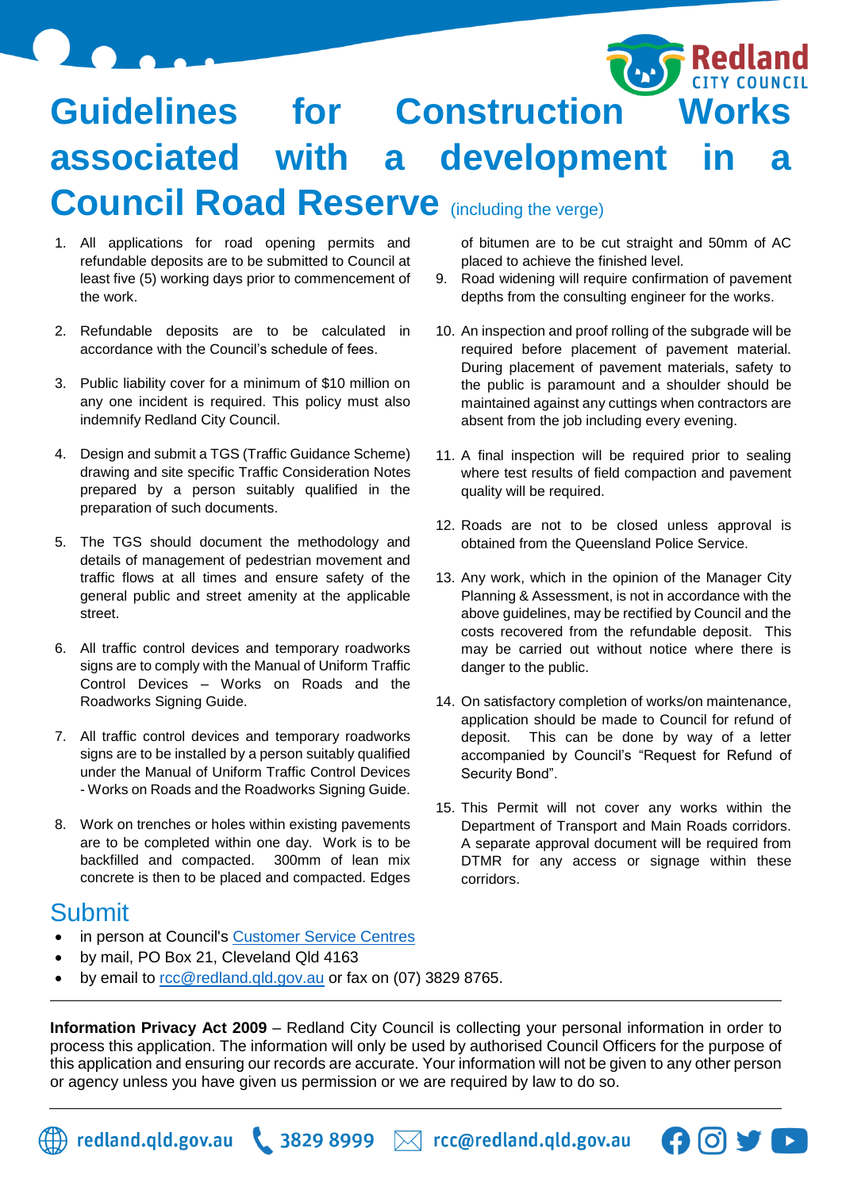# Guidelines for Construction Works associated with a development in a Council Road Reserve (including the verge)

1. All applications for road opening permits and refundable deposits are to be submitted to Council at least five (5) working days prior to commencement of the work.
2. Refundable deposits are to be calculated in accordance with the Council's schedule of fees.
3. Public liability cover for a minimum of $10 million on any one incident is required. This policy must also indemnify Redland City Council.
4. Design and submit a TGS (Traffic Guidance Scheme) drawing and site specific Traffic Consideration Notes prepared by a person suitably qualified in the preparation of such documents.
5. The TGS should document the methodology and details of management of pedestrian movement and traffic flows at all times and ensure safety of the general public and street amenity at the applicable street.
6. All traffic control devices and temporary roadworks signs are to comply with the Manual of Uniform Traffic Control Devices – Works on Roads and the Roadworks Signing Guide.
7. All traffic control devices and temporary roadworks signs are to be installed by a person suitably qualified under the Manual of Uniform Traffic Control Devices - Works on Roads and the Roadworks Signing Guide.
8. Work on trenches or holes within existing pavements are to be completed within one day. Work is to be backfilled and compacted. 300mm of lean mix concrete is then to be placed and compacted. Edges of bitumen are to be cut straight and 50mm of AC placed to achieve the finished level.
9. Road widening will require confirmation of pavement depths from the consulting engineer for the works.
10. An inspection and proof rolling of the subgrade will be required before placement of pavement material. During placement of pavement materials, safety to the public is paramount and a shoulder should be maintained against any cuttings when contractors are absent from the job including every evening.
11. A final inspection will be required prior to sealing where test results of field compaction and pavement quality will be required.
12. Roads are not to be closed unless approval is obtained from the Queensland Police Service.
13. Any work, which in the opinion of the Manager City Planning & Assessment, is not in accordance with the above guidelines, may be rectified by Council and the costs recovered from the refundable deposit. This may be carried out without notice where there is danger to the public.
14. On satisfactory completion of works/on maintenance, application should be made to Council for refund of deposit. This can be done by way of a letter accompanied by Council's "Request for Refund of Security Bond".
15. This Permit will not cover any works within the Department of Transport and Main Roads corridors. A separate approval document will be required from DTMR for any access or signage within these corridors.

## Submit

- in person at Council's Customer Service Centres
- by mail, PO Box 21, Cleveland Qld 4163
- by email to rcc@redland.qld.gov.au or fax on (07) 3829 8765.

**Information Privacy Act 2009** – Redland City Council is collecting your personal information in order to process this application. The information will only be used by authorised Council Officers for the purpose of this application and ensuring our records are accurate. Your information will not be given to any other person or agency unless you have given us permission or we are required by law to do so.

redland.qld.gov.au 3829 8999 rcc@redland.qld.gov.au